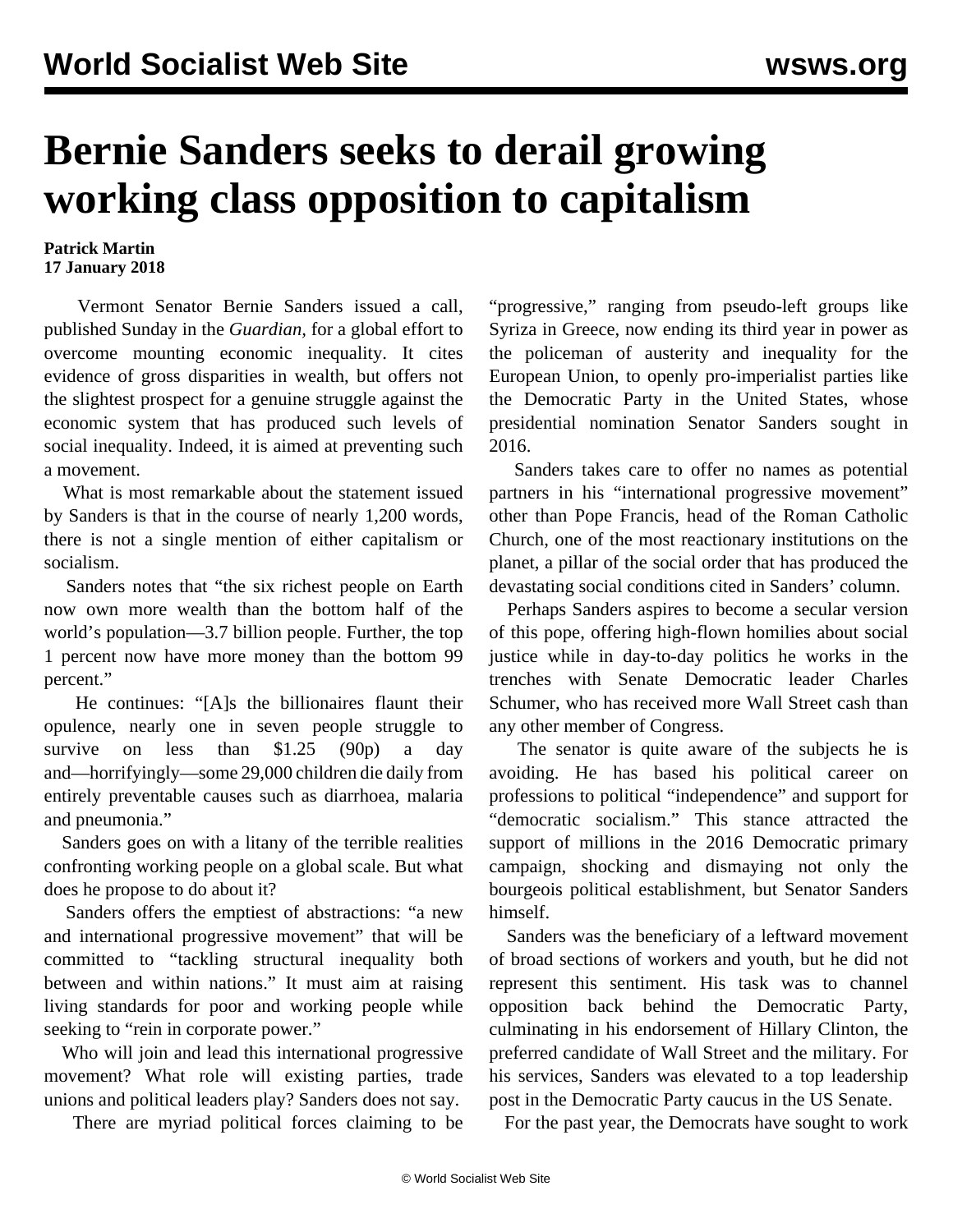# Bernie Sanders seeks to derail growing working class opposition to capitalism

**Patrick Martin**
**17 January 2018**

Vermont Senator Bernie Sanders issued a call, published Sunday in the *Guardian*, for a global effort to overcome mounting economic inequality. It cites evidence of gross disparities in wealth, but offers not the slightest prospect for a genuine struggle against the economic system that has produced such levels of social inequality. Indeed, it is aimed at preventing such a movement.

What is most remarkable about the statement issued by Sanders is that in the course of nearly 1,200 words, there is not a single mention of either capitalism or socialism.

Sanders notes that "the six richest people on Earth now own more wealth than the bottom half of the world's population—3.7 billion people. Further, the top 1 percent now have more money than the bottom 99 percent."

He continues: "[A]s the billionaires flaunt their opulence, nearly one in seven people struggle to survive on less than $1.25 (90p) a day and—horrifyingly—some 29,000 children die daily from entirely preventable causes such as diarrhoea, malaria and pneumonia."

Sanders goes on with a litany of the terrible realities confronting working people on a global scale. But what does he propose to do about it?

Sanders offers the emptiest of abstractions: "a new and international progressive movement" that will be committed to "tackling structural inequality both between and within nations." It must aim at raising living standards for poor and working people while seeking to "rein in corporate power."

Who will join and lead this international progressive movement? What role will existing parties, trade unions and political leaders play? Sanders does not say.

There are myriad political forces claiming to be "progressive," ranging from pseudo-left groups like Syriza in Greece, now ending its third year in power as the policeman of austerity and inequality for the European Union, to openly pro-imperialist parties like the Democratic Party in the United States, whose presidential nomination Senator Sanders sought in 2016.

Sanders takes care to offer no names as potential partners in his "international progressive movement" other than Pope Francis, head of the Roman Catholic Church, one of the most reactionary institutions on the planet, a pillar of the social order that has produced the devastating social conditions cited in Sanders' column.

Perhaps Sanders aspires to become a secular version of this pope, offering high-flown homilies about social justice while in day-to-day politics he works in the trenches with Senate Democratic leader Charles Schumer, who has received more Wall Street cash than any other member of Congress.

The senator is quite aware of the subjects he is avoiding. He has based his political career on professions to political "independence" and support for "democratic socialism." This stance attracted the support of millions in the 2016 Democratic primary campaign, shocking and dismaying not only the bourgeois political establishment, but Senator Sanders himself.

Sanders was the beneficiary of a leftward movement of broad sections of workers and youth, but he did not represent this sentiment. His task was to channel opposition back behind the Democratic Party, culminating in his endorsement of Hillary Clinton, the preferred candidate of Wall Street and the military. For his services, Sanders was elevated to a top leadership post in the Democratic Party caucus in the US Senate.

For the past year, the Democrats have sought to work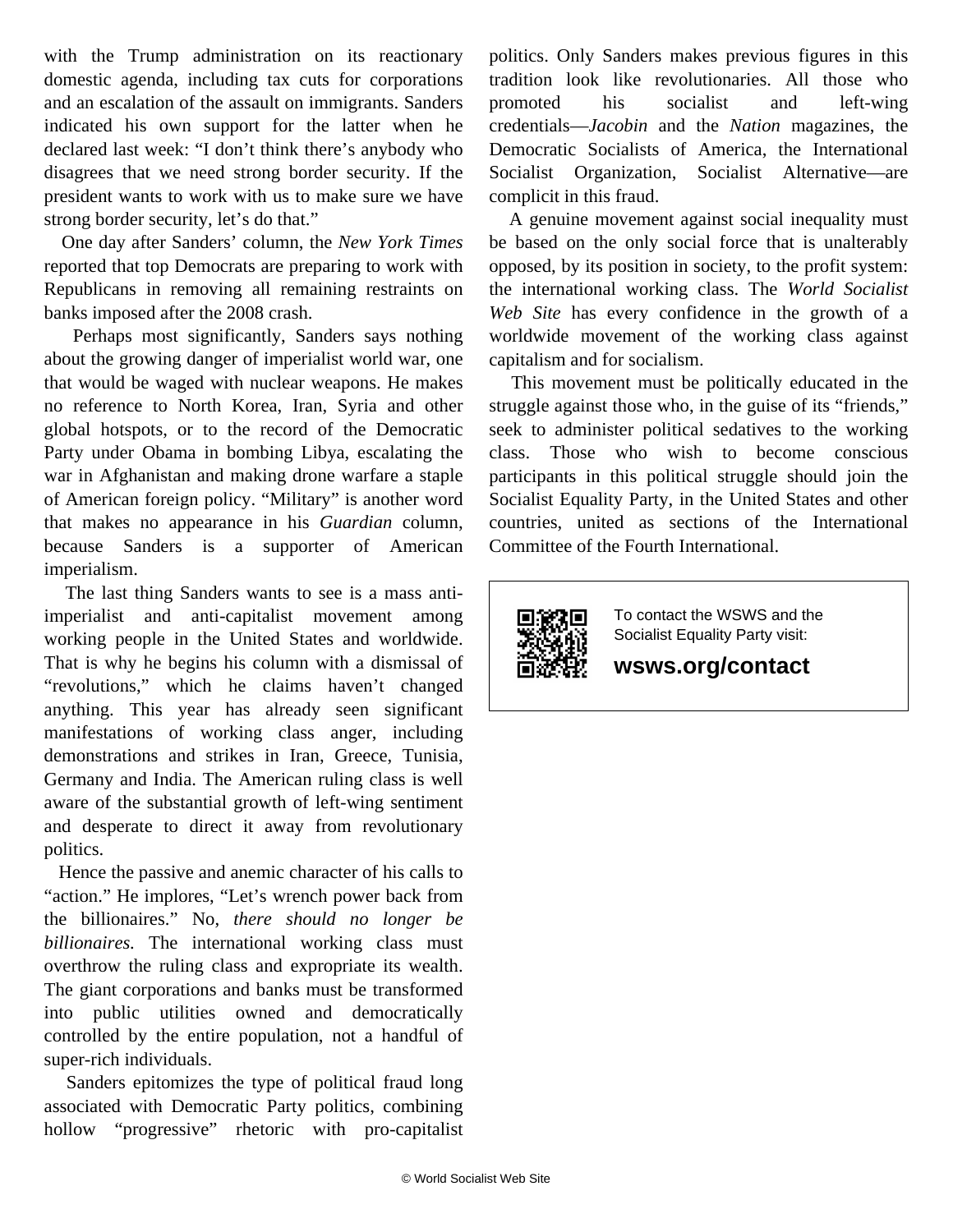with the Trump administration on its reactionary domestic agenda, including tax cuts for corporations and an escalation of the assault on immigrants. Sanders indicated his own support for the latter when he declared last week: "I don't think there's anybody who disagrees that we need strong border security. If the president wants to work with us to make sure we have strong border security, let's do that."

One day after Sanders' column, the *New York Times* reported that top Democrats are preparing to work with Republicans in removing all remaining restraints on banks imposed after the 2008 crash.

Perhaps most significantly, Sanders says nothing about the growing danger of imperialist world war, one that would be waged with nuclear weapons. He makes no reference to North Korea, Iran, Syria and other global hotspots, or to the record of the Democratic Party under Obama in bombing Libya, escalating the war in Afghanistan and making drone warfare a staple of American foreign policy. "Military" is another word that makes no appearance in his *Guardian* column, because Sanders is a supporter of American imperialism.

The last thing Sanders wants to see is a mass anti-imperialist and anti-capitalist movement among working people in the United States and worldwide. That is why he begins his column with a dismissal of "revolutions," which he claims haven't changed anything. This year has already seen significant manifestations of working class anger, including demonstrations and strikes in Iran, Greece, Tunisia, Germany and India. The American ruling class is well aware of the substantial growth of left-wing sentiment and desperate to direct it away from revolutionary politics.

Hence the passive and anemic character of his calls to "action." He implores, "Let's wrench power back from the billionaires." No, *there should no longer be billionaires.* The international working class must overthrow the ruling class and expropriate its wealth. The giant corporations and banks must be transformed into public utilities owned and democratically controlled by the entire population, not a handful of super-rich individuals.

Sanders epitomizes the type of political fraud long associated with Democratic Party politics, combining hollow "progressive" rhetoric with pro-capitalist politics. Only Sanders makes previous figures in this tradition look like revolutionaries. All those who promoted his socialist and left-wing credentials—*Jacobin* and the *Nation* magazines, the Democratic Socialists of America, the International Socialist Organization, Socialist Alternative—are complicit in this fraud.

A genuine movement against social inequality must be based on the only social force that is unalterably opposed, by its position in society, to the profit system: the international working class. The *World Socialist Web Site* has every confidence in the growth of a worldwide movement of the working class against capitalism and for socialism.

This movement must be politically educated in the struggle against those who, in the guise of its "friends," seek to administer political sedatives to the working class. Those who wish to become conscious participants in this political struggle should join the Socialist Equality Party, in the United States and other countries, united as sections of the International Committee of the Fourth International.

To contact the WSWS and the Socialist Equality Party visit:

**wsws.org/contact**